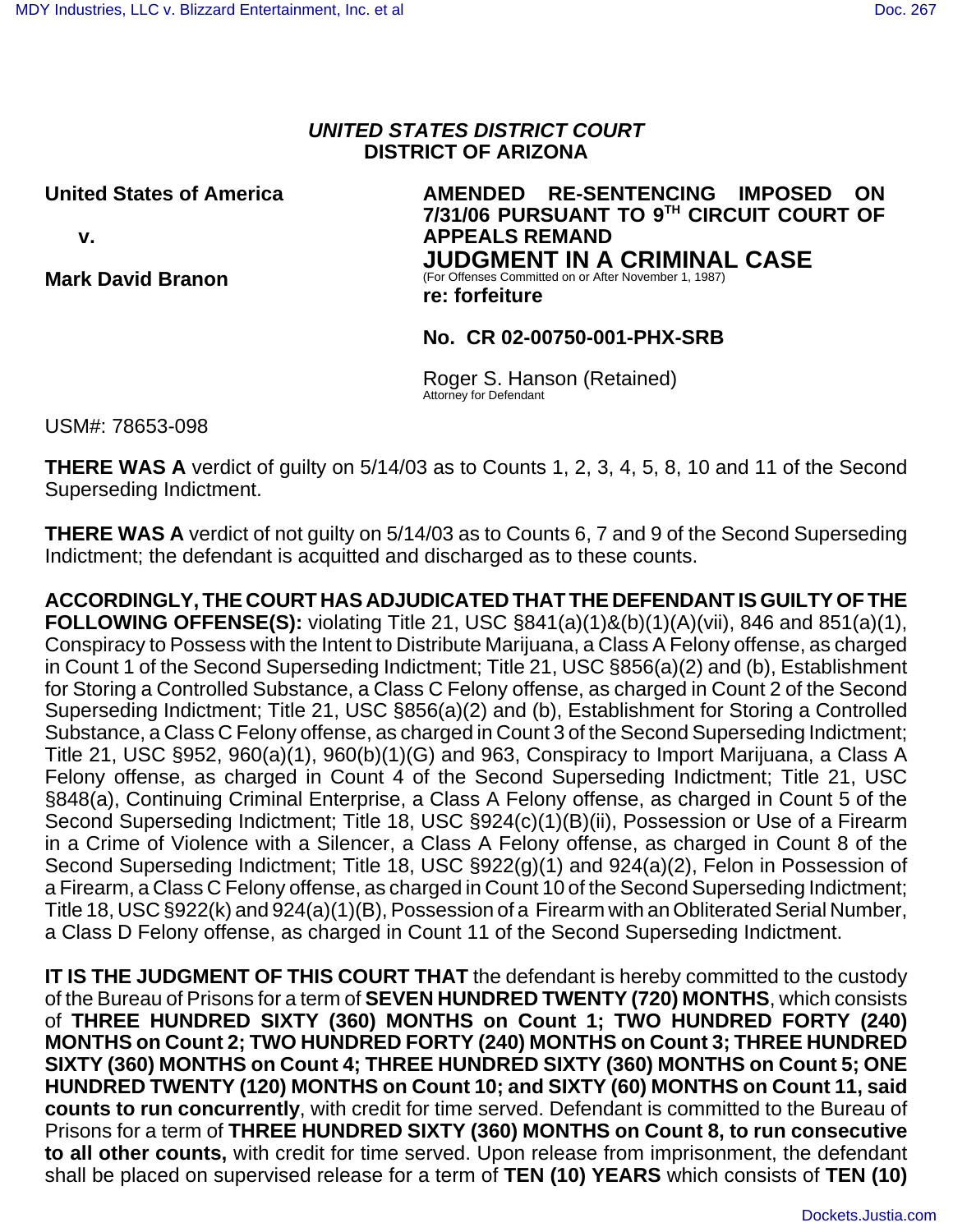**_UNITED STATES DISTRICT COURT_**
**DISTRICT OF ARIZONA**

**United States of America**

**v.**

**Mark David Branon**

**AMENDED RE-SENTENCING IMPOSED ON 7/31/06 PURSUANT TO 9TH CIRCUIT COURT OF APPEALS REMAND**

**JUDGMENT IN A CRIMINAL CASE**
(For Offenses Committed on or After November 1, 1987)
**re: forfeiture**

**No. CR 02-00750-001-PHX-SRB**

Roger S. Hanson (Retained)
Attorney for Defendant

USM#: 78653-098

**THERE WAS A** verdict of guilty on 5/14/03 as to Counts 1, 2, 3, 4, 5, 8, 10 and 11 of the Second Superseding Indictment.

**THERE WAS A** verdict of not guilty on 5/14/03 as to Counts 6, 7 and 9 of the Second Superseding Indictment; the defendant is acquitted and discharged as to these counts.

**ACCORDINGLY, THE COURT HAS ADJUDICATED THAT THE DEFENDANT IS GUILTY OF THE FOLLOWING OFFENSE(S):** violating Title 21, USC §841(a)(1)&(b)(1)(A)(vii), 846 and 851(a)(1), Conspiracy to Possess with the Intent to Distribute Marijuana, a Class A Felony offense, as charged in Count 1 of the Second Superseding Indictment; Title 21, USC §856(a)(2) and (b), Establishment for Storing a Controlled Substance, a Class C Felony offense, as charged in Count 2 of the Second Superseding Indictment; Title 21, USC §856(a)(2) and (b), Establishment for Storing a Controlled Substance, a Class C Felony offense, as charged in Count 3 of the Second Superseding Indictment; Title 21, USC §952, 960(a)(1), 960(b)(1)(G) and 963, Conspiracy to Import Marijuana, a Class A Felony offense, as charged in Count 4 of the Second Superseding Indictment; Title 21, USC §848(a), Continuing Criminal Enterprise, a Class A Felony offense, as charged in Count 5 of the Second Superseding Indictment; Title 18, USC §924(c)(1)(B)(ii), Possession or Use of a Firearm in a Crime of Violence with a Silencer, a Class A Felony offense, as charged in Count 8 of the Second Superseding Indictment; Title 18, USC §922(g)(1) and 924(a)(2), Felon in Possession of a Firearm, a Class C Felony offense, as charged in Count 10 of the Second Superseding Indictment; Title 18, USC §922(k) and 924(a)(1)(B), Possession of a Firearm with an Obliterated Serial Number, a Class D Felony offense, as charged in Count 11 of the Second Superseding Indictment.

**IT IS THE JUDGMENT OF THIS COURT THAT** the defendant is hereby committed to the custody of the Bureau of Prisons for a term of **SEVEN HUNDRED TWENTY (720) MONTHS**, which consists of **THREE HUNDRED SIXTY (360) MONTHS on Count 1; TWO HUNDRED FORTY (240) MONTHS on Count 2; TWO HUNDRED FORTY (240) MONTHS on Count 3; THREE HUNDRED SIXTY (360) MONTHS on Count 4; THREE HUNDRED SIXTY (360) MONTHS on Count 5; ONE HUNDRED TWENTY (120) MONTHS on Count 10; and SIXTY (60) MONTHS on Count 11, said counts to run concurrently**, with credit for time served. Defendant is committed to the Bureau of Prisons for a term of **THREE HUNDRED SIXTY (360) MONTHS on Count 8, to run consecutive to all other counts,** with credit for time served. Upon release from imprisonment, the defendant shall be placed on supervised release for a term of **TEN (10) YEARS** which consists of **TEN (10)**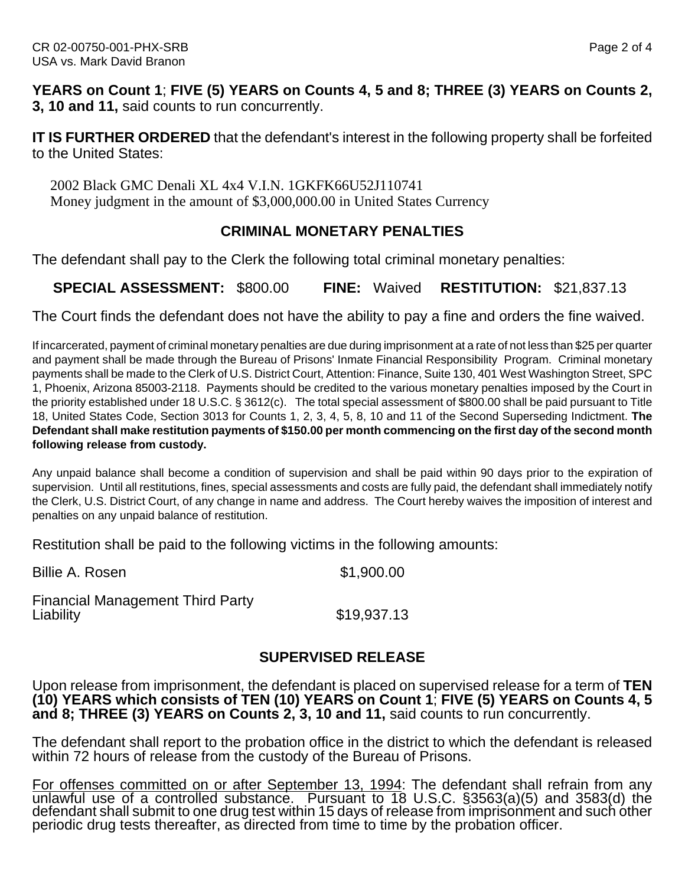**YEARS on Count 1**; **FIVE (5) YEARS on Counts 4, 5 and 8; THREE (3) YEARS on Counts 2, 3, 10 and 11,** said counts to run concurrently.

**IT IS FURTHER ORDERED** that the defendant's interest in the following property shall be forfeited to the United States:

2002 Black GMC Denali XL 4x4 V.I.N. 1GKFK66U52J110741
Money judgment in the amount of $3,000,000.00 in United States Currency

## CRIMINAL MONETARY PENALTIES

The defendant shall pay to the Clerk the following total criminal monetary penalties:

**SPECIAL ASSESSMENT:** $800.00 **FINE:** Waived **RESTITUTION:** $21,837.13

The Court finds the defendant does not have the ability to pay a fine and orders the fine waived.

If incarcerated, payment of criminal monetary penalties are due during imprisonment at a rate of not less than $25 per quarter and payment shall be made through the Bureau of Prisons' Inmate Financial Responsibility Program. Criminal monetary payments shall be made to the Clerk of U.S. District Court, Attention: Finance, Suite 130, 401 West Washington Street, SPC 1, Phoenix, Arizona 85003-2118. Payments should be credited to the various monetary penalties imposed by the Court in the priority established under 18 U.S.C. § 3612(c). The total special assessment of $800.00 shall be paid pursuant to Title 18, United States Code, Section 3013 for Counts 1, 2, 3, 4, 5, 8, 10 and 11 of the Second Superseding Indictment. **The Defendant shall make restitution payments of $150.00 per month commencing on the first day of the second month following release from custody.**

Any unpaid balance shall become a condition of supervision and shall be paid within 90 days prior to the expiration of supervision. Until all restitutions, fines, special assessments and costs are fully paid, the defendant shall immediately notify the Clerk, U.S. District Court, of any change in name and address. The Court hereby waives the imposition of interest and penalties on any unpaid balance of restitution.

Restitution shall be paid to the following victims in the following amounts:

| | |
|---|---|
| Billie A. Rosen | $1,900.00 |
| Financial Management Third Party Liability | $19,937.13 |

## SUPERVISED RELEASE

Upon release from imprisonment, the defendant is placed on supervised release for a term of **TEN (10) YEARS which consists of TEN (10) YEARS on Count 1**; **FIVE (5) YEARS on Counts 4, 5 and 8; THREE (3) YEARS on Counts 2, 3, 10 and 11,** said counts to run concurrently.

The defendant shall report to the probation office in the district to which the defendant is released within 72 hours of release from the custody of the Bureau of Prisons.

For offenses committed on or after September 13, 1994: The defendant shall refrain from any unlawful use of a controlled substance. Pursuant to 18 U.S.C. §3563(a)(5) and 3583(d) the defendant shall submit to one drug test within 15 days of release from imprisonment and such other periodic drug tests thereafter, as directed from time to time by the probation officer.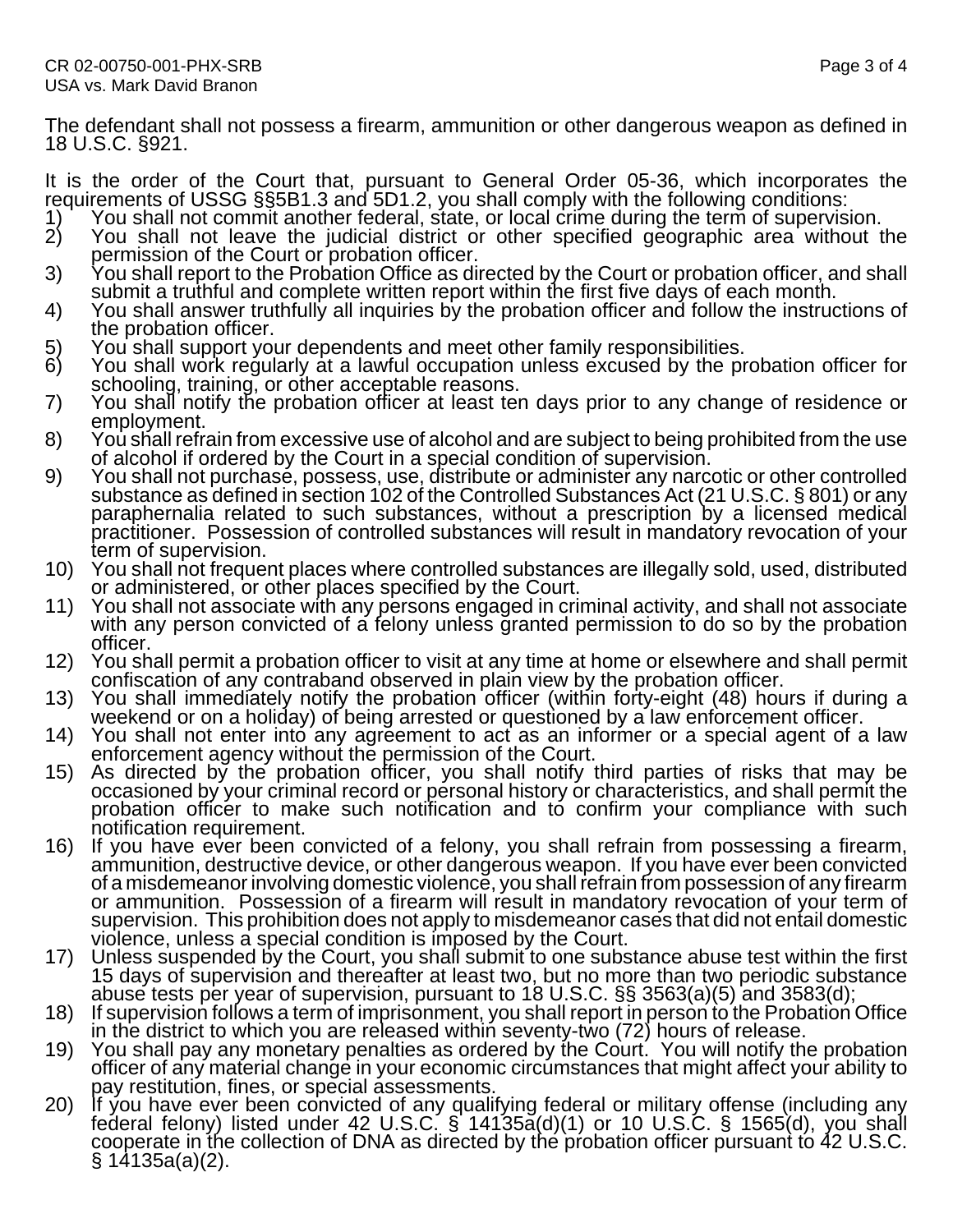The defendant shall not possess a firearm, ammunition or other dangerous weapon as defined in 18 U.S.C. §921.

It is the order of the Court that, pursuant to General Order 05-36, which incorporates the requirements of USSG §§5B1.3 and 5D1.2, you shall comply with the following conditions:

1) You shall not commit another federal, state, or local crime during the term of supervision.
2) You shall not leave the judicial district or other specified geographic area without the permission of the Court or probation officer.
3) You shall report to the Probation Office as directed by the Court or probation officer, and shall submit a truthful and complete written report within the first five days of each month.
4) You shall answer truthfully all inquiries by the probation officer and follow the instructions of the probation officer.
5) You shall support your dependents and meet other family responsibilities.
6) You shall work regularly at a lawful occupation unless excused by the probation officer for schooling, training, or other acceptable reasons.
7) You shall notify the probation officer at least ten days prior to any change of residence or employment.
8) You shall refrain from excessive use of alcohol and are subject to being prohibited from the use of alcohol if ordered by the Court in a special condition of supervision.
9) You shall not purchase, possess, use, distribute or administer any narcotic or other controlled substance as defined in section 102 of the Controlled Substances Act (21 U.S.C. § 801) or any paraphernalia related to such substances, without a prescription by a licensed medical practitioner. Possession of controlled substances will result in mandatory revocation of your term of supervision.
10) You shall not frequent places where controlled substances are illegally sold, used, distributed or administered, or other places specified by the Court.
11) You shall not associate with any persons engaged in criminal activity, and shall not associate with any person convicted of a felony unless granted permission to do so by the probation officer.
12) You shall permit a probation officer to visit at any time at home or elsewhere and shall permit confiscation of any contraband observed in plain view by the probation officer.
13) You shall immediately notify the probation officer (within forty-eight (48) hours if during a weekend or on a holiday) of being arrested or questioned by a law enforcement officer.
14) You shall not enter into any agreement to act as an informer or a special agent of a law enforcement agency without the permission of the Court.
15) As directed by the probation officer, you shall notify third parties of risks that may be occasioned by your criminal record or personal history or characteristics, and shall permit the probation officer to make such notification and to confirm your compliance with such notification requirement.
16) If you have ever been convicted of a felony, you shall refrain from possessing a firearm, ammunition, destructive device, or other dangerous weapon. If you have ever been convicted of a misdemeanor involving domestic violence, you shall refrain from possession of any firearm or ammunition. Possession of a firearm will result in mandatory revocation of your term of supervision. This prohibition does not apply to misdemeanor cases that did not entail domestic violence, unless a special condition is imposed by the Court.
17) Unless suspended by the Court, you shall submit to one substance abuse test within the first 15 days of supervision and thereafter at least two, but no more than two periodic substance abuse tests per year of supervision, pursuant to 18 U.S.C. §§ 3563(a)(5) and 3583(d);
18) If supervision follows a term of imprisonment, you shall report in person to the Probation Office in the district to which you are released within seventy-two (72) hours of release.
19) You shall pay any monetary penalties as ordered by the Court. You will notify the probation officer of any material change in your economic circumstances that might affect your ability to pay restitution, fines, or special assessments.
20) If you have ever been convicted of any qualifying federal or military offense (including any federal felony) listed under 42 U.S.C. § 14135a(d)(1) or 10 U.S.C. § 1565(d), you shall cooperate in the collection of DNA as directed by the probation officer pursuant to 42 U.S.C. § 14135a(a)(2).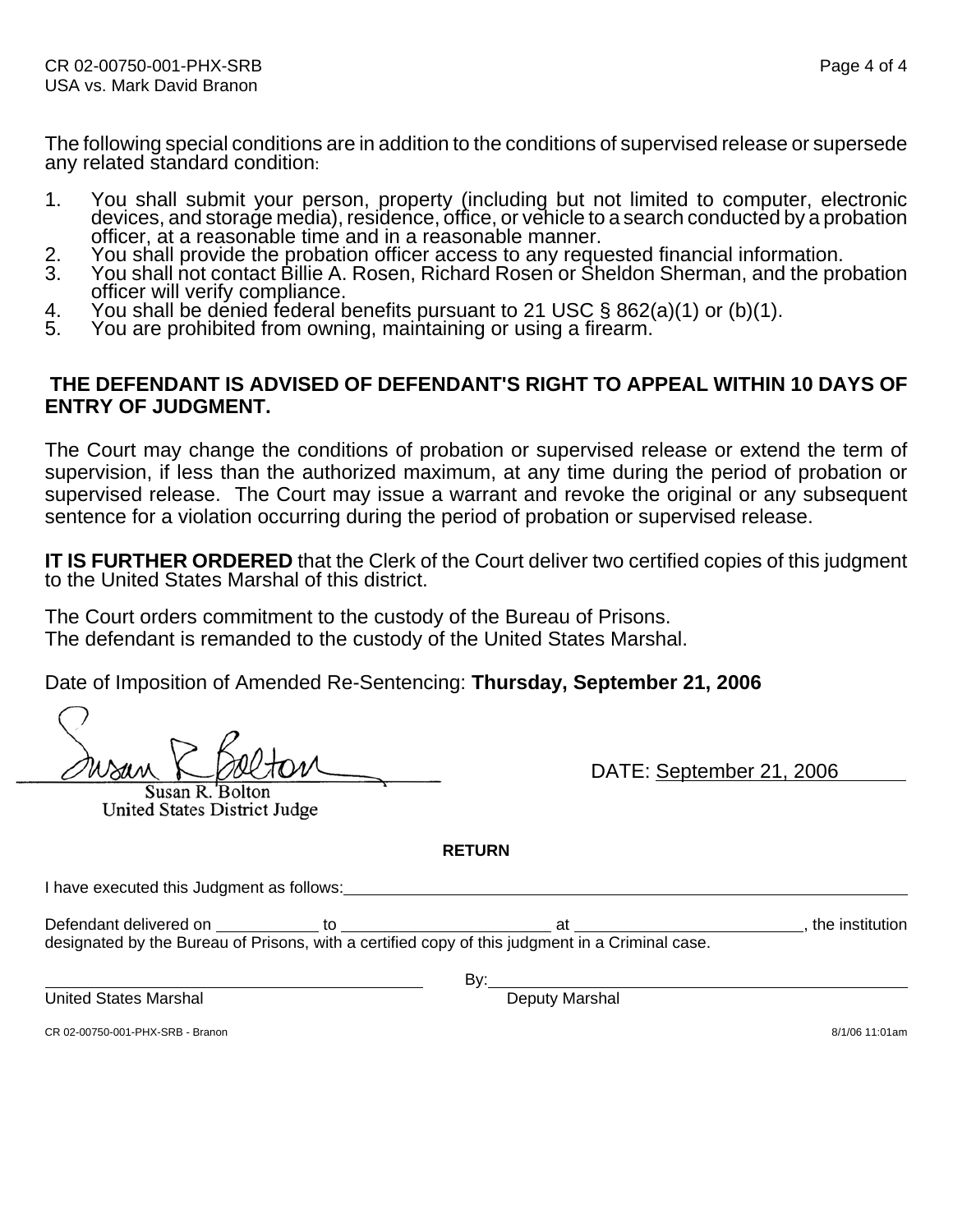The following special conditions are in addition to the conditions of supervised release or supersede any related standard condition:

1. You shall submit your person, property (including but not limited to computer, electronic devices, and storage media), residence, office, or vehicle to a search conducted by a probation officer, at a reasonable time and in a reasonable manner.
2. You shall provide the probation officer access to any requested financial information.
3. You shall not contact Billie A. Rosen, Richard Rosen or Sheldon Sherman, and the probation officer will verify compliance.
4. You shall be denied federal benefits pursuant to 21 USC § 862(a)(1) or (b)(1).
5. You are prohibited from owning, maintaining or using a firearm.

**THE DEFENDANT IS ADVISED OF DEFENDANT'S RIGHT TO APPEAL WITHIN 10 DAYS OF ENTRY OF JUDGMENT.**

The Court may change the conditions of probation or supervised release or extend the term of supervision, if less than the authorized maximum, at any time during the period of probation or supervised release. The Court may issue a warrant and revoke the original or any subsequent sentence for a violation occurring during the period of probation or supervised release.

**IT IS FURTHER ORDERED** that the Clerk of the Court deliver two certified copies of this judgment to the United States Marshal of this district.

The Court orders commitment to the custody of the Bureau of Prisons.
The defendant is remanded to the custody of the United States Marshal.

Date of Imposition of Amended Re-Sentencing: **Thursday, September 21, 2006**

Susan R. Bolton
United States District Judge

DATE: September 21, 2006

**RETURN**

I have executed this Judgment as follows: ____________________

Defendant delivered on __________ to ____________________ at ____________________, the institution designated by the Bureau of Prisons, with a certified copy of this judgment in a Criminal case.

____________________ By: ____________________
United States Marshal Deputy Marshal

CR 02-00750-001-PHX-SRB - Branon 8/1/06 11:01am